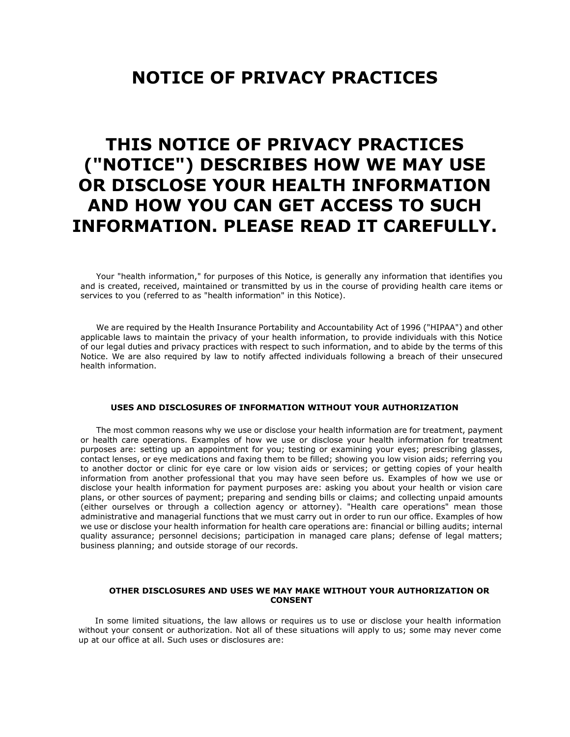# NOTICE OF PRIVACY PRACTICES

## THIS NOTICE OF PRIVACY PRACTICES ("NOTICE") DESCRIBES HOW WE MAY USE OR DISCLOSE YOUR HEALTH INFORMATION AND HOW YOU CAN GET ACCESS TO SUCH INFORMATION. PLEASE READ IT CAREFULLY.

Your "health information," for purposes of this Notice, is generally any information that identifies you and is created, received, maintained or transmitted by us in the course of providing health care items or services to you (referred to as "health information" in this Notice).

We are required by the Health Insurance Portability and Accountability Act of 1996 ("HIPAA") and other applicable laws to maintain the privacy of your health information, to provide individuals with this Notice of our legal duties and privacy practices with respect to such information, and to abide by the terms of this Notice. We are also required by law to notify affected individuals following a breach of their unsecured health information.

### USES AND DISCLOSURES OF INFORMATION WITHOUT YOUR AUTHORIZATION

The most common reasons why we use or disclose your health information are for treatment, payment or health care operations. Examples of how we use or disclose your health information for treatment purposes are: setting up an appointment for you; testing or examining your eyes; prescribing glasses, contact lenses, or eye medications and faxing them to be filled; showing you low vision aids; referring you to another doctor or clinic for eye care or low vision aids or services; or getting copies of your health information from another professional that you may have seen before us. Examples of how we use or disclose your health information for payment purposes are: asking you about your health or vision care plans, or other sources of payment; preparing and sending bills or claims; and collecting unpaid amounts (either ourselves or through a collection agency or attorney). "Health care operations" mean those administrative and managerial functions that we must carry out in order to run our office. Examples of how we use or disclose your health information for health care operations are: financial or billing audits; internal quality assurance; personnel decisions; participation in managed care plans; defense of legal matters; business planning; and outside storage of our records.

### OTHER DISCLOSURES AND USES WE MAY MAKE WITHOUT YOUR AUTHORIZATION OR CONSENT

In some limited situations, the law allows or requires us to use or disclose your health information without your consent or authorization. Not all of these situations will apply to us; some may never come up at our office at all. Such uses or disclosures are: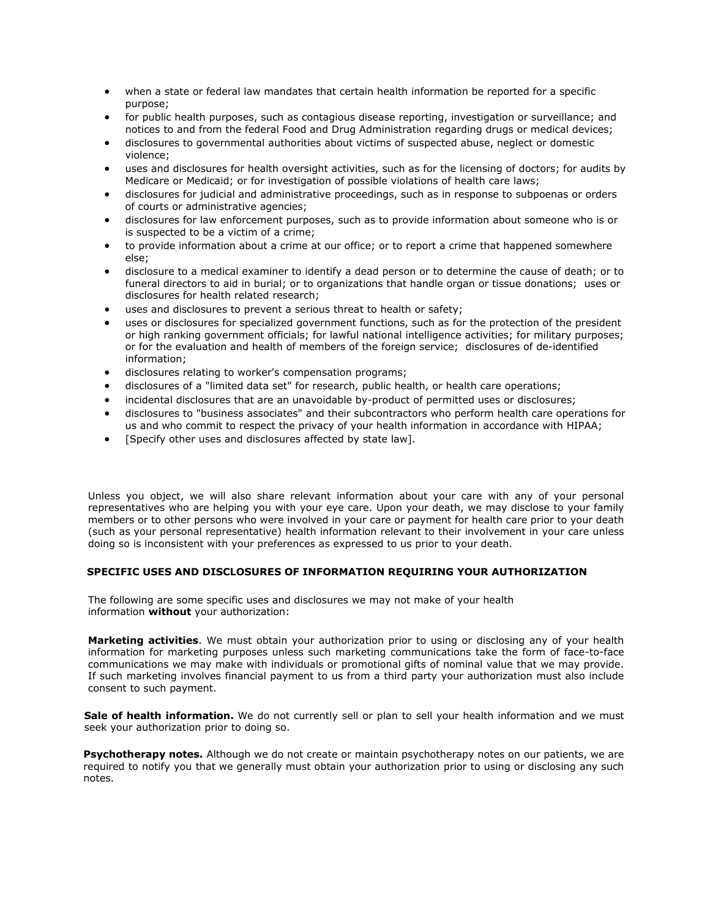- when a state or federal law mandates that certain health information be reported for a specific purpose;
- for public health purposes, such as contagious disease reporting, investigation or surveillance; and notices to and from the federal Food and Drug Administration regarding drugs or medical devices;
- disclosures to governmental authorities about victims of suspected abuse, neglect or domestic violence;
- uses and disclosures for health oversight activities, such as for the licensing of doctors; for audits by Medicare or Medicaid; or for investigation of possible violations of health care laws;
- disclosures for judicial and administrative proceedings, such as in response to subpoenas or orders of courts or administrative agencies;
- disclosures for law enforcement purposes, such as to provide information about someone who is or is suspected to be a victim of a crime;
- to provide information about a crime at our office; or to report a crime that happened somewhere else;
- disclosure to a medical examiner to identify a dead person or to determine the cause of death; or to funeral directors to aid in burial; or to organizations that handle organ or tissue donations; uses or disclosures for health related research;
- uses and disclosures to prevent a serious threat to health or safety;
- uses or disclosures for specialized government functions, such as for the protection of the president or high ranking government officials; for lawful national intelligence activities; for military purposes; or for the evaluation and health of members of the foreign service; disclosures of de-identified information;
- disclosures relating to worker's compensation programs;
- disclosures of a "limited data set" for research, public health, or health care operations;
- incidental disclosures that are an unavoidable by-product of permitted uses or disclosures;
- disclosures to "business associates" and their subcontractors who perform health care operations for us and who commit to respect the privacy of your health information in accordance with HIPAA;
- [Specify other uses and disclosures affected by state law].

Unless you object, we will also share relevant information about your care with any of your personal representatives who are helping you with your eye care. Upon your death, we may disclose to your family members or to other persons who were involved in your care or payment for health care prior to your death (such as your personal representative) health information relevant to their involvement in your care unless doing so is inconsistent with your preferences as expressed to us prior to your death.

## SPECIFIC USES AND DISCLOSURES OF INFORMATION REQUIRING YOUR AUTHORIZATION

The following are some specific uses and disclosures we may not make of your health information **without** your authorization:

**Marketing activities**. We must obtain your authorization prior to using or disclosing any of your health information for marketing purposes unless such marketing communications take the form of face-to-face communications we may make with individuals or promotional gifts of nominal value that we may provide. If such marketing involves financial payment to us from a third party your authorization must also include consent to such payment.

**Sale of health information.** We do not currently sell or plan to sell your health information and we must seek your authorization prior to doing so.

**Psychotherapy notes.** Although we do not create or maintain psychotherapy notes on our patients, we are required to notify you that we generally must obtain your authorization prior to using or disclosing any such notes.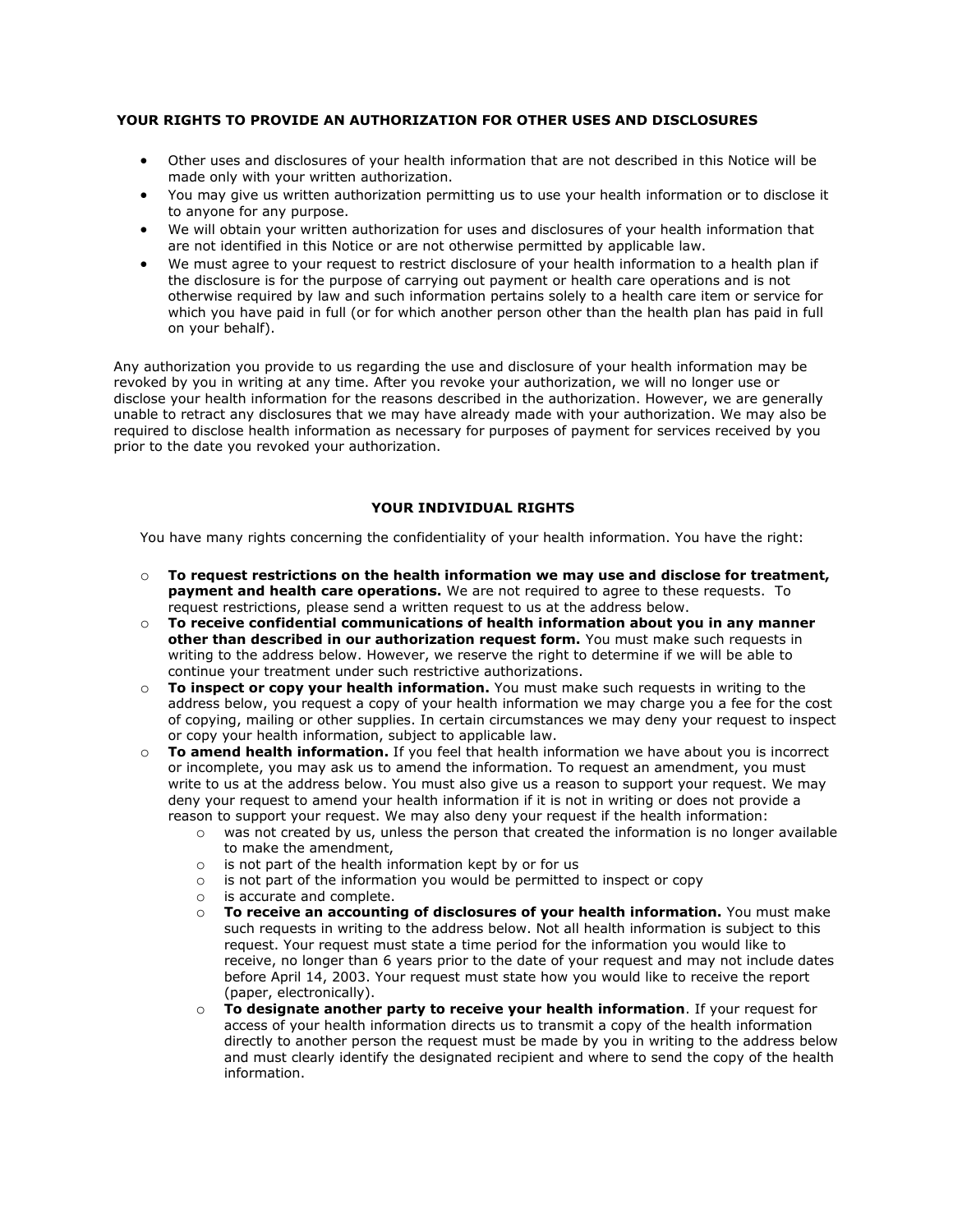## YOUR RIGHTS TO PROVIDE AN AUTHORIZATION FOR OTHER USES AND DISCLOSURES

- Other uses and disclosures of your health information that are not described in this Notice will be made only with your written authorization.
- You may give us written authorization permitting us to use your health information or to disclose it to anyone for any purpose.
- We will obtain your written authorization for uses and disclosures of your health information that are not identified in this Notice or are not otherwise permitted by applicable law.
- We must agree to your request to restrict disclosure of your health information to a health plan if the disclosure is for the purpose of carrying out payment or health care operations and is not otherwise required by law and such information pertains solely to a health care item or service for which you have paid in full (or for which another person other than the health plan has paid in full on your behalf).

Any authorization you provide to us regarding the use and disclosure of your health information may be revoked by you in writing at any time. After you revoke your authorization, we will no longer use or disclose your health information for the reasons described in the authorization. However, we are generally unable to retract any disclosures that we may have already made with your authorization. We may also be required to disclose health information as necessary for purposes of payment for services received by you prior to the date you revoked your authorization.

## YOUR INDIVIDUAL RIGHTS

You have many rights concerning the confidentiality of your health information. You have the right:

- **To request restrictions on the health information we may use and disclose for treatment, payment and health care operations.** We are not required to agree to these requests. To request restrictions, please send a written request to us at the address below.
- **To receive confidential communications of health information about you in any manner other than described in our authorization request form.** You must make such requests in writing to the address below. However, we reserve the right to determine if we will be able to continue your treatment under such restrictive authorizations.
- **To inspect or copy your health information.** You must make such requests in writing to the address below, you request a copy of your health information we may charge you a fee for the cost of copying, mailing or other supplies. In certain circumstances we may deny your request to inspect or copy your health information, subject to applicable law.
- **To amend health information.** If you feel that health information we have about you is incorrect or incomplete, you may ask us to amend the information. To request an amendment, you must write to us at the address below. You must also give us a reason to support your request. We may deny your request to amend your health information if it is not in writing or does not provide a reason to support your request. We may also deny your request if the health information:
  - was not created by us, unless the person that created the information is no longer available to make the amendment,
  - is not part of the health information kept by or for us
  - is not part of the information you would be permitted to inspect or copy
  - is accurate and complete.
  - **To receive an accounting of disclosures of your health information.** You must make such requests in writing to the address below. Not all health information is subject to this request. Your request must state a time period for the information you would like to receive, no longer than 6 years prior to the date of your request and may not include dates before April 14, 2003. Your request must state how you would like to receive the report (paper, electronically).
  - **To designate another party to receive your health information**. If your request for access of your health information directs us to transmit a copy of the health information directly to another person the request must be made by you in writing to the address below and must clearly identify the designated recipient and where to send the copy of the health information.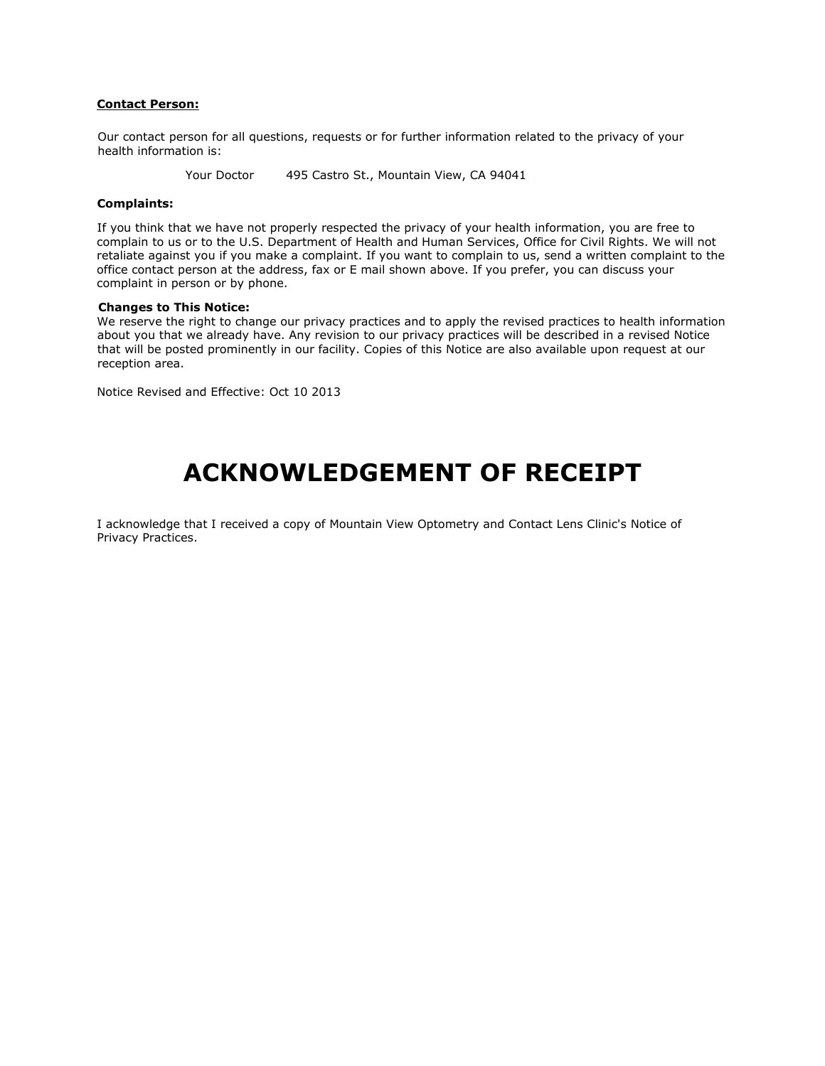**Contact Person:**

Our contact person for all questions, requests or for further information related to the privacy of your health information is:

Your Doctor 495 Castro St., Mountain View, CA 94041

**Complaints:**

If you think that we have not properly respected the privacy of your health information, you are free to complain to us or to the U.S. Department of Health and Human Services, Office for Civil Rights. We will not retaliate against you if you make a complaint. If you want to complain to us, send a written complaint to the office contact person at the address, fax or E mail shown above. If you prefer, you can discuss your complaint in person or by phone.

**Changes to This Notice:**

We reserve the right to change our privacy practices and to apply the revised practices to health information about you that we already have. Any revision to our privacy practices will be described in a revised Notice that will be posted prominently in our facility. Copies of this Notice are also available upon request at our reception area.

Notice Revised and Effective: Oct 10 2013

# ACKNOWLEDGEMENT OF RECEIPT

I acknowledge that I received a copy of Mountain View Optometry and Contact Lens Clinic's Notice of Privacy Practices.